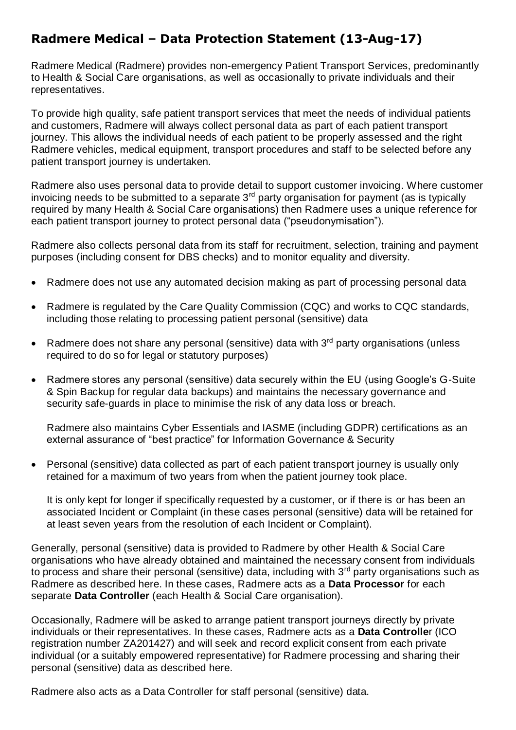# Radmere Medical – Data Protection Statement (13-Aug-17)

Radmere Medical (Radmere) provides non-emergency Patient Transport Services, predominantly to Health & Social Care organisations, as well as occasionally to private individuals and their representatives.

To provide high quality, safe patient transport services that meet the needs of individual patients and customers, Radmere will always collect personal data as part of each patient transport journey. This allows the individual needs of each patient to be properly assessed and the right Radmere vehicles, medical equipment, transport procedures and staff to be selected before any patient transport journey is undertaken.

Radmere also uses personal data to provide detail to support customer invoicing. Where customer invoicing needs to be submitted to a separate 3rd party organisation for payment (as is typically required by many Health & Social Care organisations) then Radmere uses a unique reference for each patient transport journey to protect personal data ("pseudonymisation").

Radmere also collects personal data from its staff for recruitment, selection, training and payment purposes (including consent for DBS checks) and to monitor equality and diversity.

- Radmere does not use any automated decision making as part of processing personal data
- Radmere is regulated by the Care Quality Commission (CQC) and works to CQC standards, including those relating to processing patient personal (sensitive) data
- Radmere does not share any personal (sensitive) data with 3rd party organisations (unless required to do so for legal or statutory purposes)
- Radmere stores any personal (sensitive) data securely within the EU (using Google's G-Suite & Spin Backup for regular data backups) and maintains the necessary governance and security safe-guards in place to minimise the risk of any data loss or breach.

  Radmere also maintains Cyber Essentials and IASME (including GDPR) certifications as an external assurance of "best practice" for Information Governance & Security
- Personal (sensitive) data collected as part of each patient transport journey is usually only retained for a maximum of two years from when the patient journey took place.

  It is only kept for longer if specifically requested by a customer, or if there is or has been an associated Incident or Complaint (in these cases personal (sensitive) data will be retained for at least seven years from the resolution of each Incident or Complaint).

Generally, personal (sensitive) data is provided to Radmere by other Health & Social Care organisations who have already obtained and maintained the necessary consent from individuals to process and share their personal (sensitive) data, including with 3rd party organisations such as Radmere as described here. In these cases, Radmere acts as a **Data Processor** for each separate **Data Controller** (each Health & Social Care organisation).

Occasionally, Radmere will be asked to arrange patient transport journeys directly by private individuals or their representatives. In these cases, Radmere acts as a **Data Controller** (ICO registration number ZA201427) and will seek and record explicit consent from each private individual (or a suitably empowered representative) for Radmere processing and sharing their personal (sensitive) data as described here.

Radmere also acts as a Data Controller for staff personal (sensitive) data.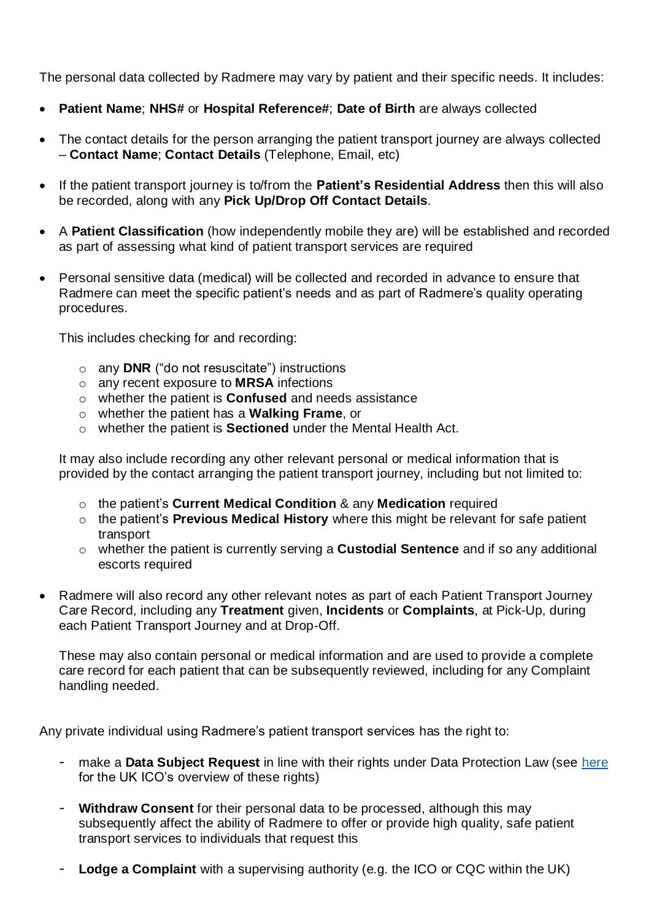The personal data collected by Radmere may vary by patient and their specific needs. It includes:

- **Patient Name**; **NHS#** or **Hospital Reference#**; **Date of Birth** are always collected
- The contact details for the person arranging the patient transport journey are always collected – **Contact Name**; **Contact Details** (Telephone, Email, etc)
- If the patient transport journey is to/from the **Patient's Residential Address** then this will also be recorded, along with any **Pick Up/Drop Off Contact Details**.
- A **Patient Classification** (how independently mobile they are) will be established and recorded as part of assessing what kind of patient transport services are required
- Personal sensitive data (medical) will be collected and recorded in advance to ensure that Radmere can meet the specific patient's needs and as part of Radmere's quality operating procedures.

  This includes checking for and recording:

  - any **DNR** ("do not resuscitate") instructions
  - any recent exposure to **MRSA** infections
  - whether the patient is **Confused** and needs assistance
  - whether the patient has a **Walking Frame**, or
  - whether the patient is **Sectioned** under the Mental Health Act.

  It may also include recording any other relevant personal or medical information that is provided by the contact arranging the patient transport journey, including but not limited to:

  - the patient's **Current Medical Condition** & any **Medication** required
  - the patient's **Previous Medical History** where this might be relevant for safe patient transport
  - whether the patient is currently serving a **Custodial Sentence** and if so any additional escorts required

- Radmere will also record any other relevant notes as part of each Patient Transport Journey Care Record, including any **Treatment** given, **Incidents** or **Complaints**, at Pick-Up, during each Patient Transport Journey and at Drop-Off.

  These may also contain personal or medical information and are used to provide a complete care record for each patient that can be subsequently reviewed, including for any Complaint handling needed.

Any private individual using Radmere's patient transport services has the right to:

- make a **Data Subject Request** in line with their rights under Data Protection Law (see here for the UK ICO's overview of these rights)
- **Withdraw Consent** for their personal data to be processed, although this may subsequently affect the ability of Radmere to offer or provide high quality, safe patient transport services to individuals that request this
- **Lodge a Complaint** with a supervising authority (e.g. the ICO or CQC within the UK)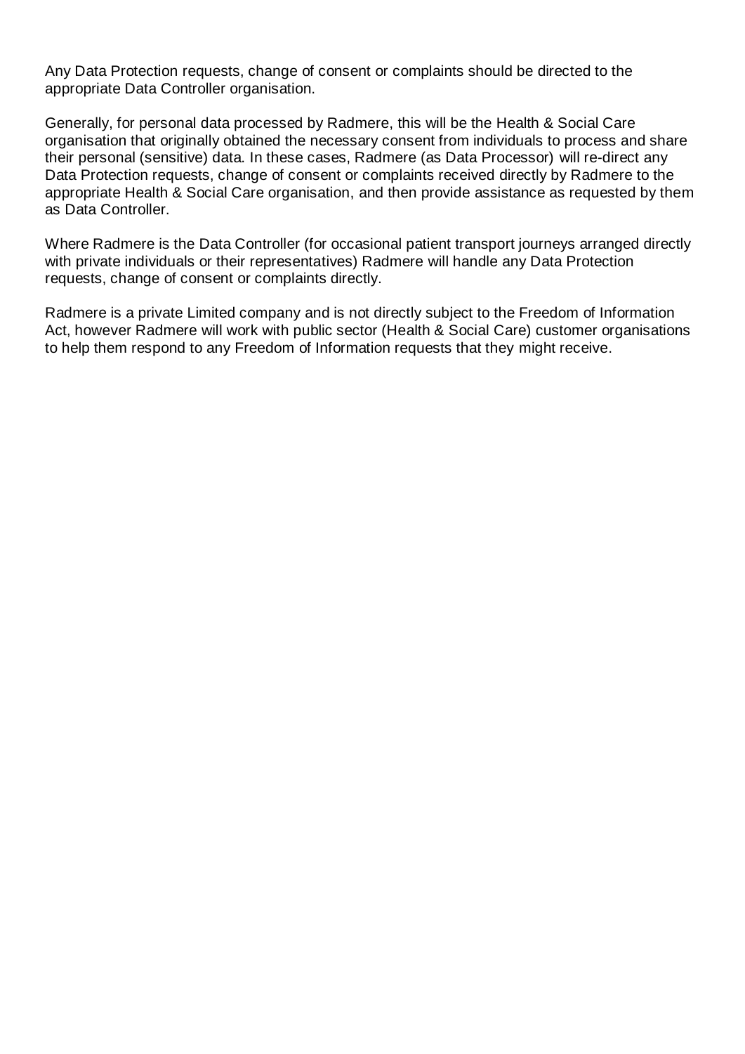Any Data Protection requests, change of consent or complaints should be directed to the appropriate Data Controller organisation.

Generally, for personal data processed by Radmere, this will be the Health & Social Care organisation that originally obtained the necessary consent from individuals to process and share their personal (sensitive) data. In these cases, Radmere (as Data Processor) will re-direct any Data Protection requests, change of consent or complaints received directly by Radmere to the appropriate Health & Social Care organisation, and then provide assistance as requested by them as Data Controller.

Where Radmere is the Data Controller (for occasional patient transport journeys arranged directly with private individuals or their representatives) Radmere will handle any Data Protection requests, change of consent or complaints directly.

Radmere is a private Limited company and is not directly subject to the Freedom of Information Act, however Radmere will work with public sector (Health & Social Care) customer organisations to help them respond to any Freedom of Information requests that they might receive.